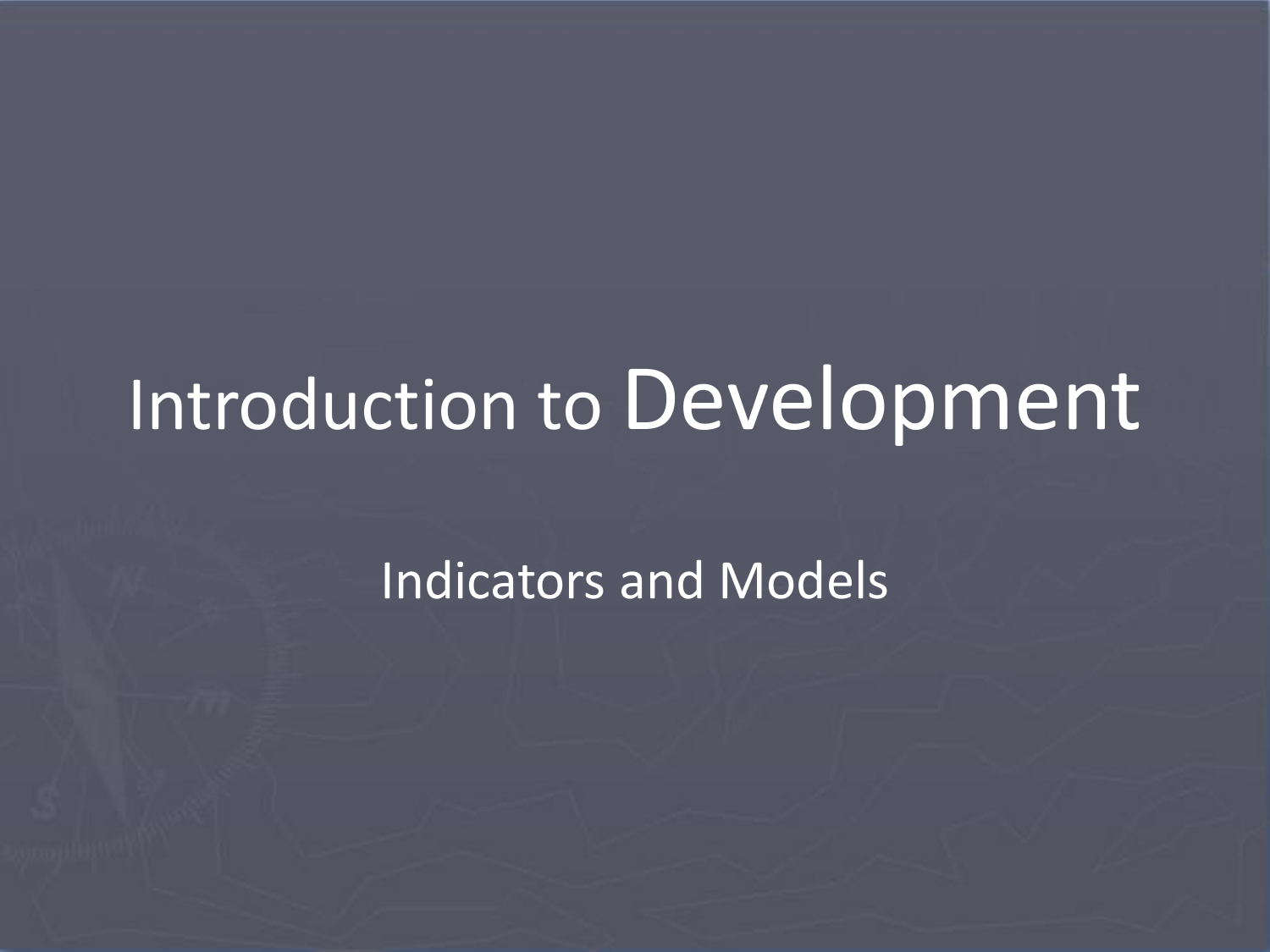# Introduction to Development

## Indicators and Models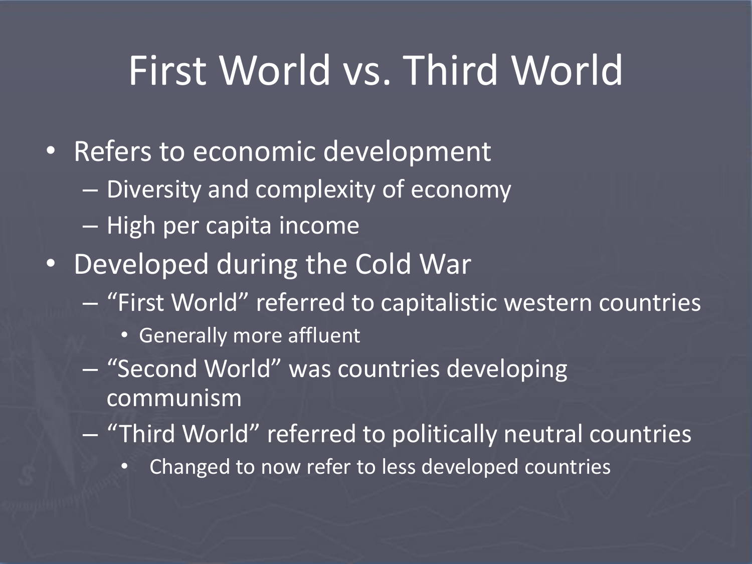# First World vs. Third World

- Refers to economic development
  - Diversity and complexity of economy
  - High per capita income
- Developed during the Cold War
  - "First World" referred to capitalistic western countries
    - Generally more affluent
  - "Second World" was countries developing communism
  - "Third World" referred to politically neutral countries
    - Changed to now refer to less developed countries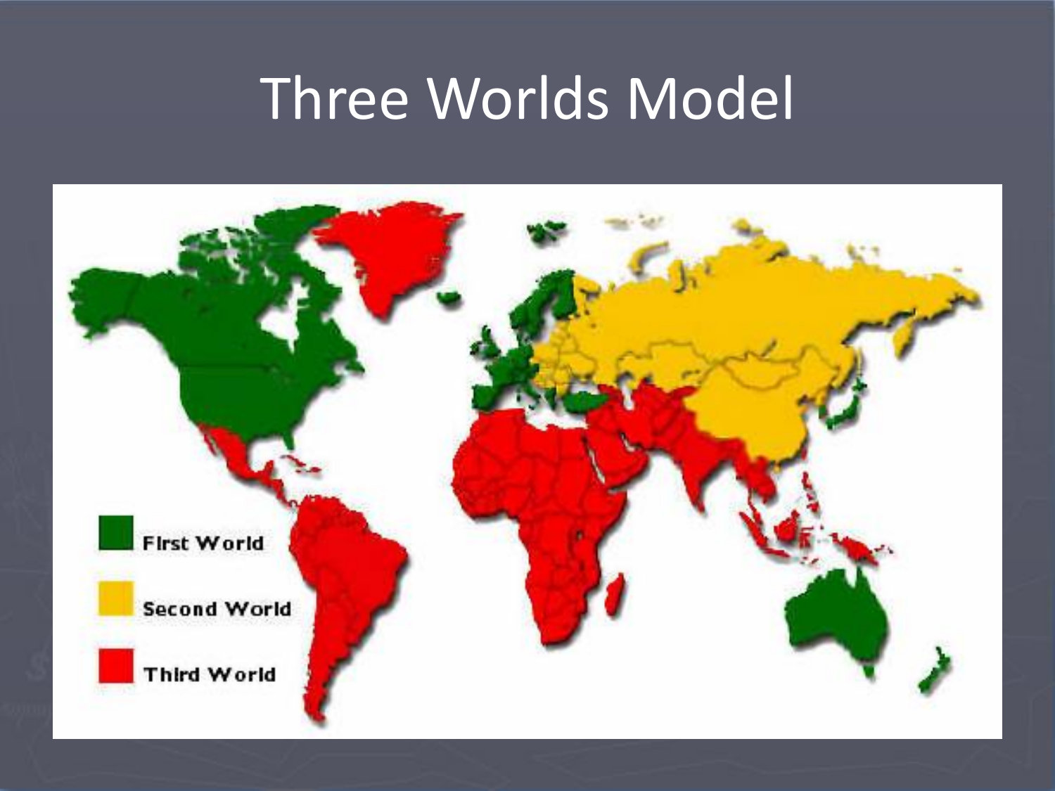# Three Worlds Model

First World

Second World

Third World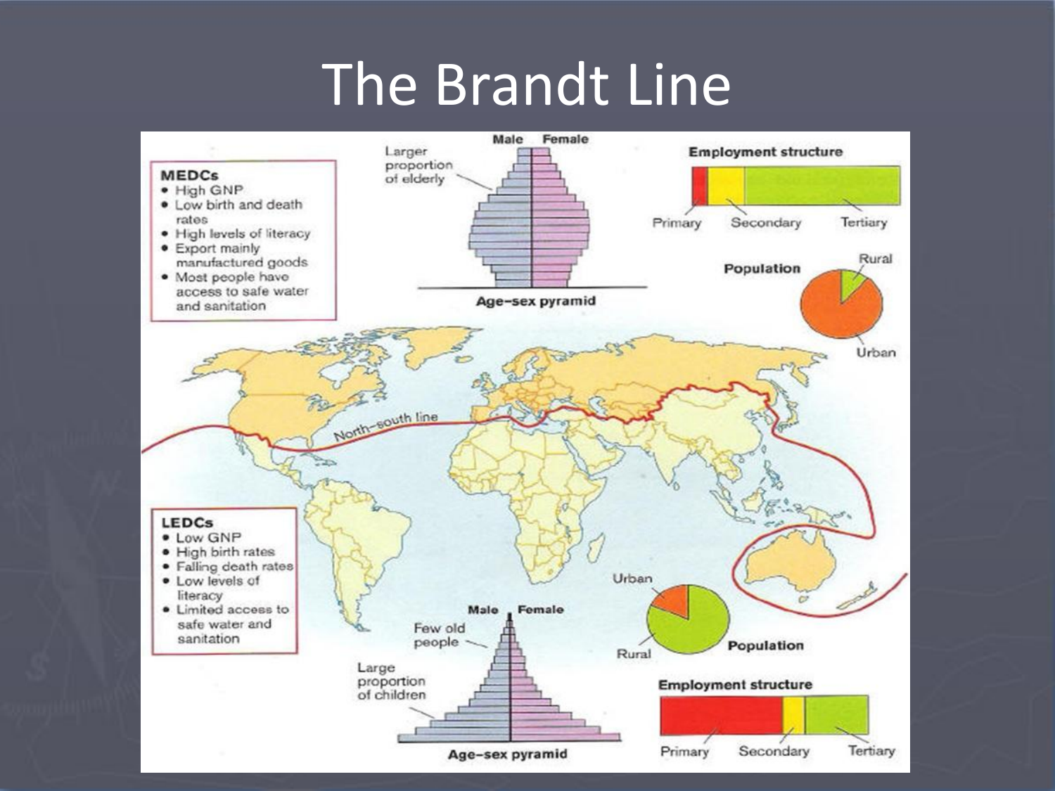# The Brandt Line

**MEDCs**
- High GNP
- Low birth and death rates
- High levels of literacy
- Export mainly manufactured goods
- Most people have access to safe water and sanitation

**LEDCs**
- Low GNP
- High birth rates
- Falling death rates
- Low levels of literacy
- Limited access to safe water and sanitation

Male Female

Larger proportion of elderly

Age–sex pyramid

Employment structure

Primary Secondary Tertiary

Population

Rural Urban

North–south line

Male Female

Few old people

Large proportion of children

Age–sex pyramid

Urban Rural

Population

Employment structure

Primary Secondary Tertiary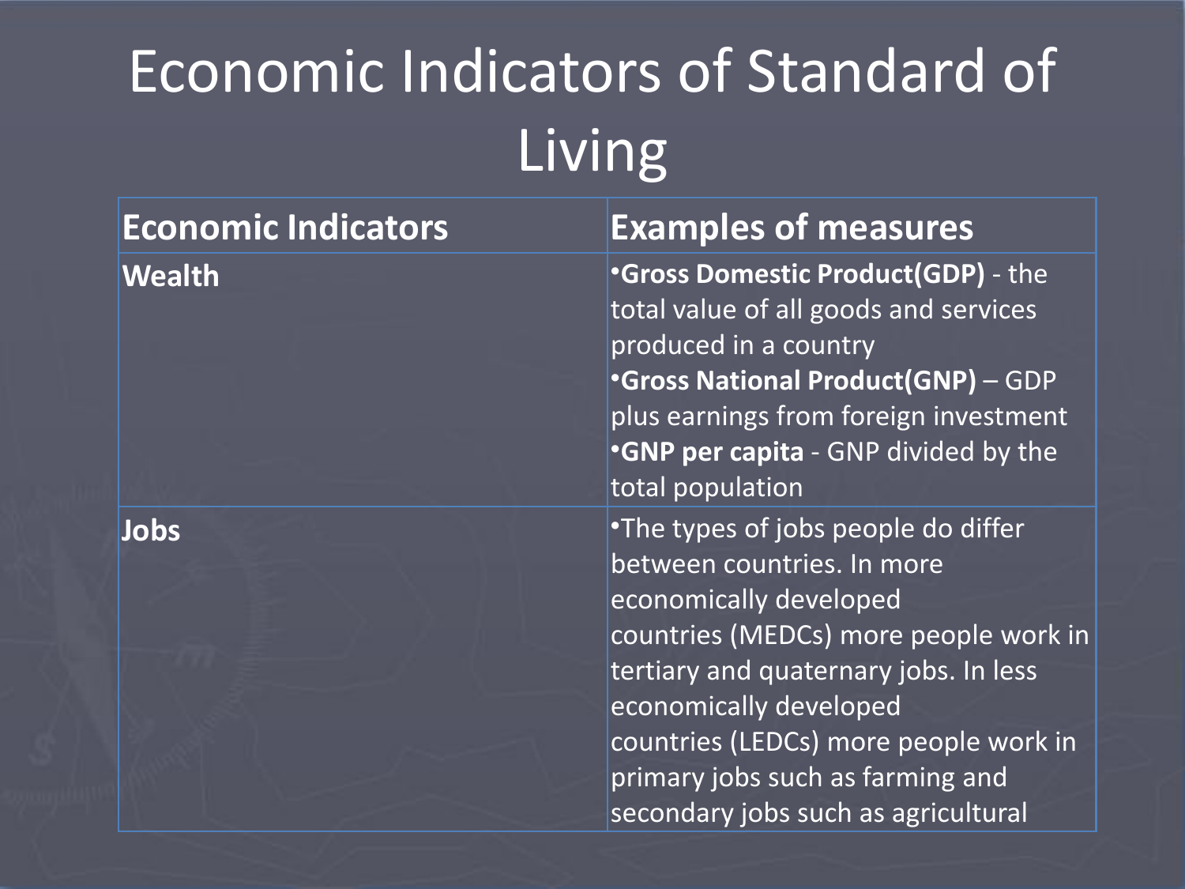# Economic Indicators of Standard of Living

| Economic Indicators | Examples of measures |
|---|---|
| Wealth | •**Gross Domestic Product(GDP)** - the total value of all goods and services produced in a country<br>•**Gross National Product(GNP)** – GDP plus earnings from foreign investment<br>•**GNP per capita** - GNP divided by the total population |
| Jobs | •The types of jobs people do differ between countries. In more economically developed countries (MEDCs) more people work in tertiary and quaternary jobs. In less economically developed countries (LEDCs) more people work in primary jobs such as farming and secondary jobs such as agricultural |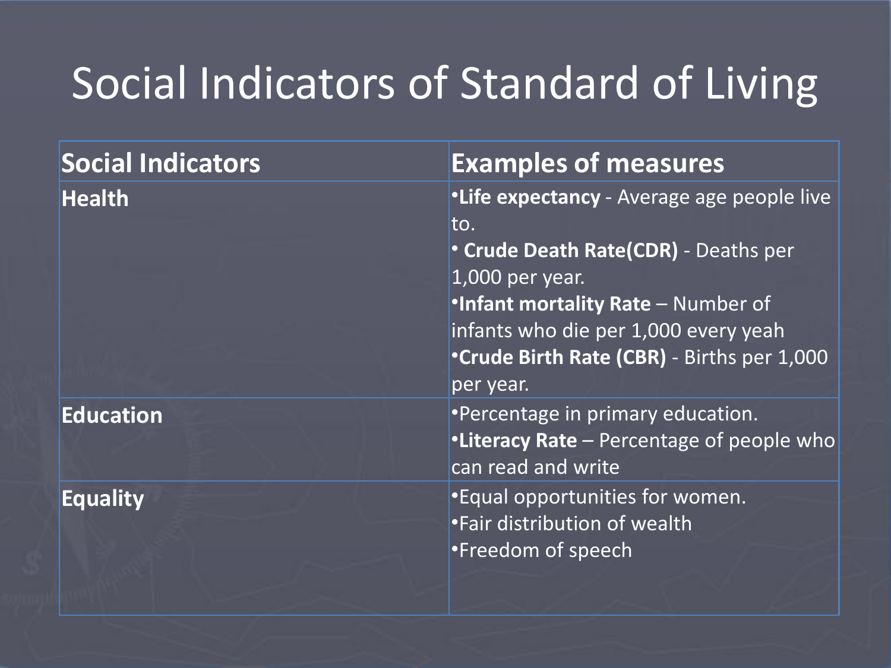# Social Indicators of Standard of Living

| **Social Indicators** | **Examples of measures** |
| --- | --- |
| **Health** | •**Life expectancy** - Average age people live to.<br>• **Crude Death Rate(CDR)** - Deaths per 1,000 per year.<br>•**Infant mortality Rate** – Number of infants who die per 1,000 every yeah<br>•**Crude Birth Rate (CBR)** - Births per 1,000 per year. |
| **Education** | •Percentage in primary education.<br>•**Literacy Rate** – Percentage of people who can read and write |
| **Equality** | •Equal opportunities for women.<br>•Fair distribution of wealth<br>•Freedom of speech |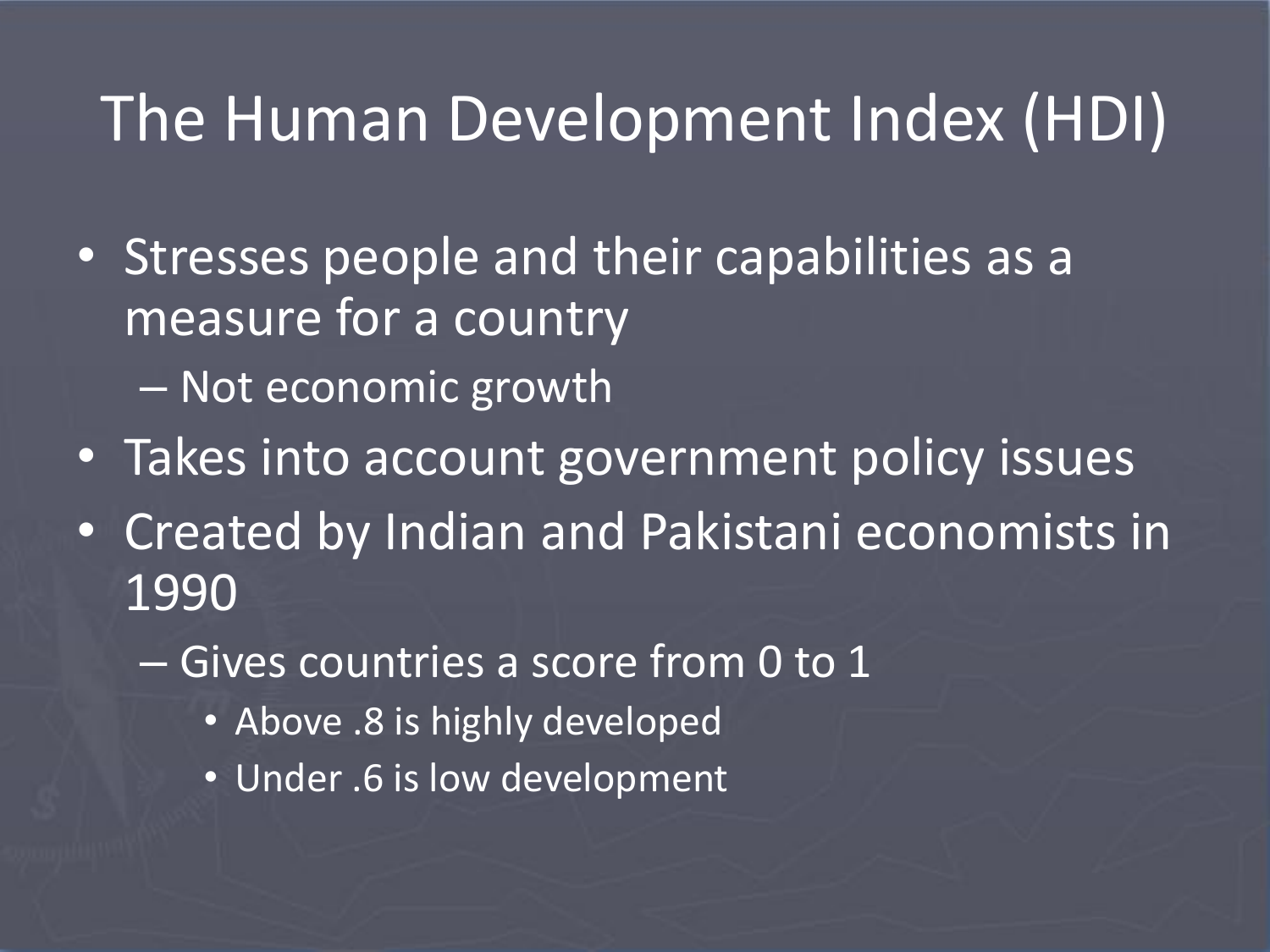# The Human Development Index (HDI)

- Stresses people and their capabilities as a measure for a country
  - Not economic growth
- Takes into account government policy issues
- Created by Indian and Pakistani economists in 1990
  - Gives countries a score from 0 to 1
    - Above .8 is highly developed
    - Under .6 is low development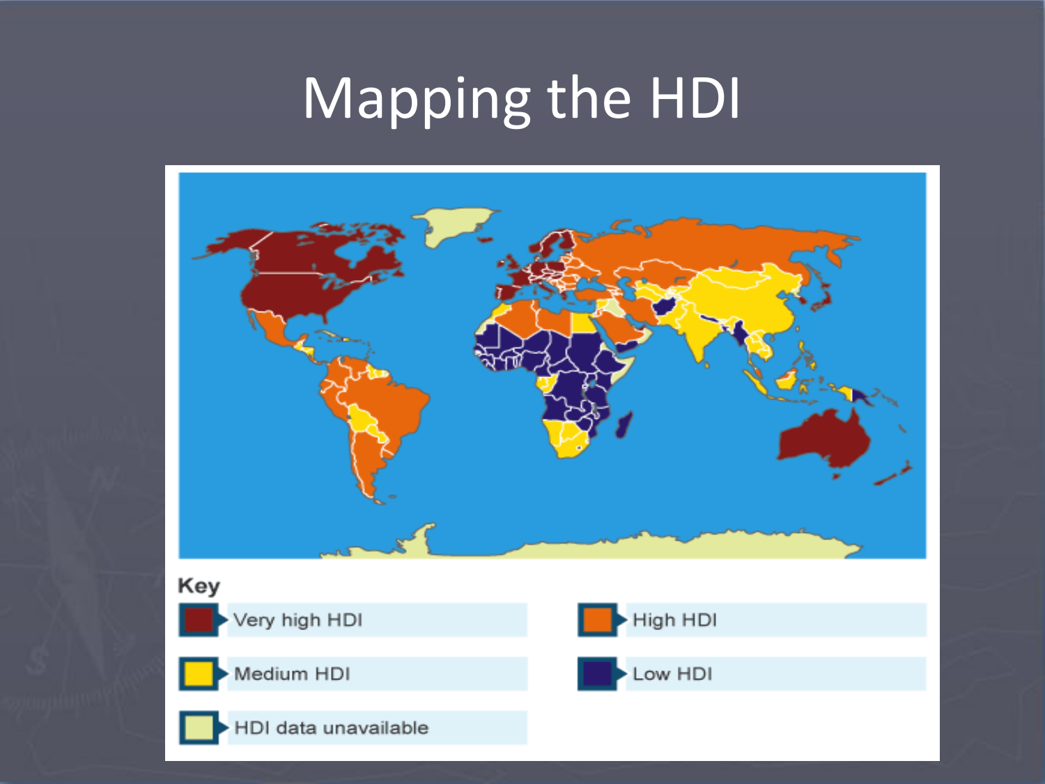# Mapping the HDI

Key

- Very high HDI
- High HDI
- Medium HDI
- Low HDI
- HDI data unavailable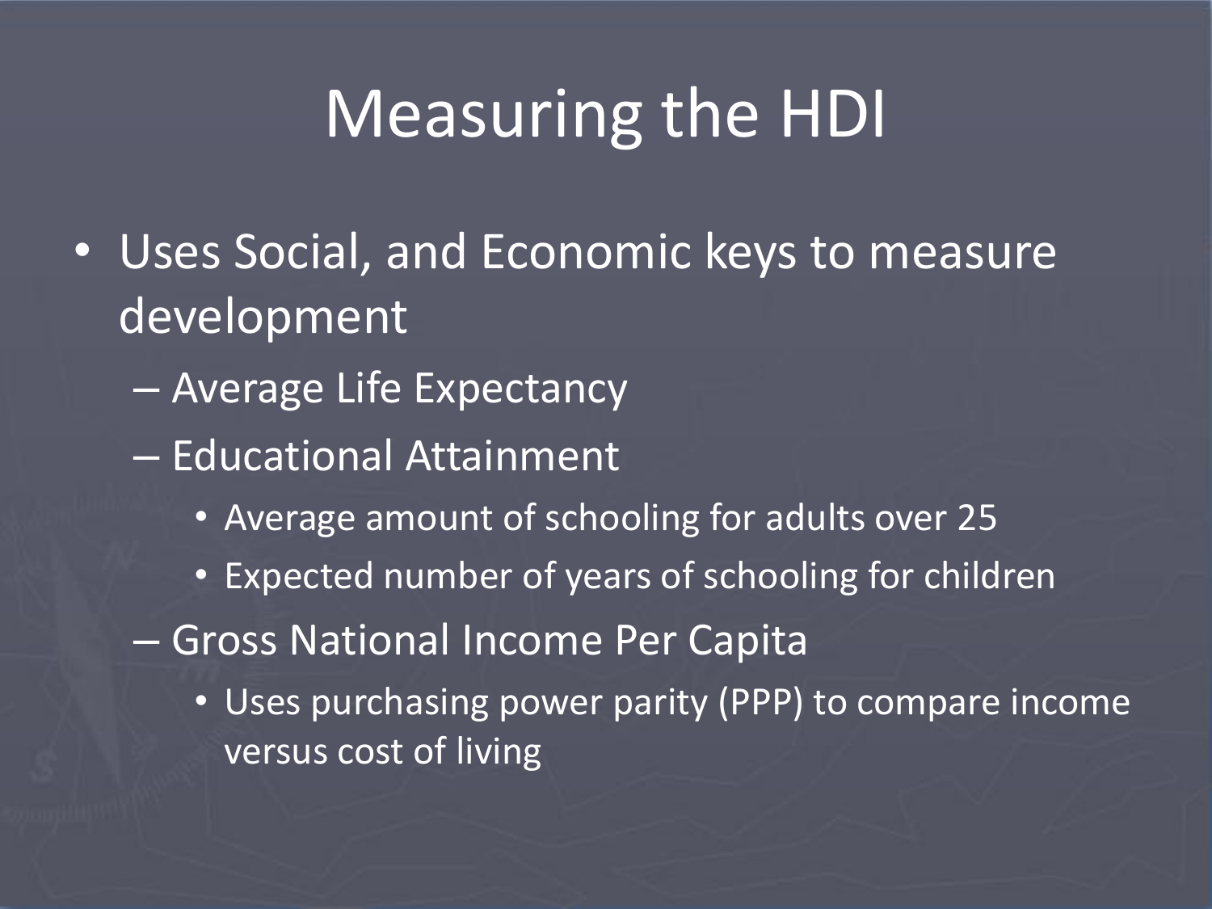# Measuring the HDI

- Uses Social, and Economic keys to measure development
  - Average Life Expectancy
  - Educational Attainment
    - Average amount of schooling for adults over 25
    - Expected number of years of schooling for children
  - Gross National Income Per Capita
    - Uses purchasing power parity (PPP) to compare income versus cost of living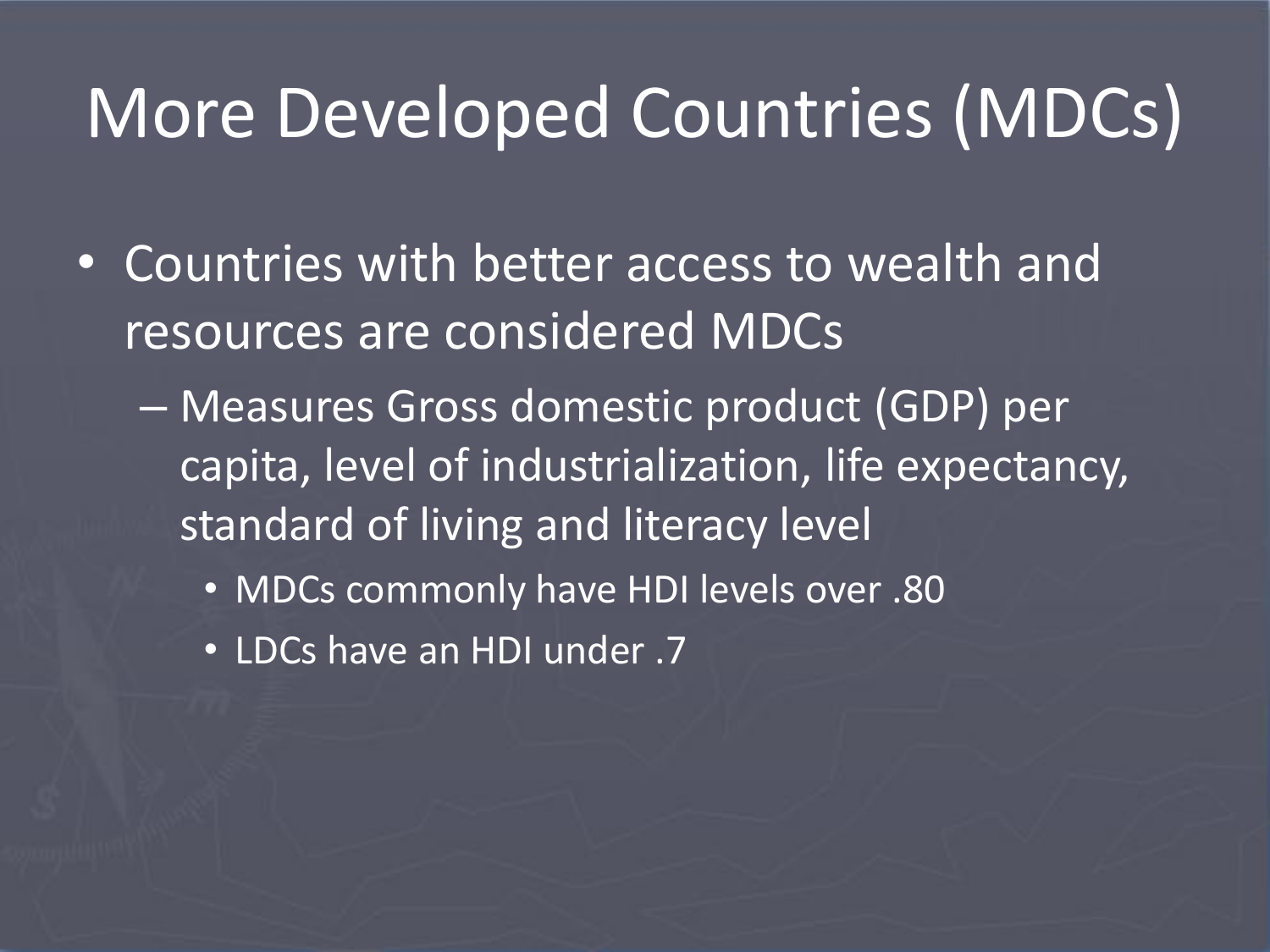# More Developed Countries (MDCs)

- Countries with better access to wealth and resources are considered MDCs
  - Measures Gross domestic product (GDP) per capita, level of industrialization, life expectancy, standard of living and literacy level
    - MDCs commonly have HDI levels over .80
    - LDCs have an HDI under .7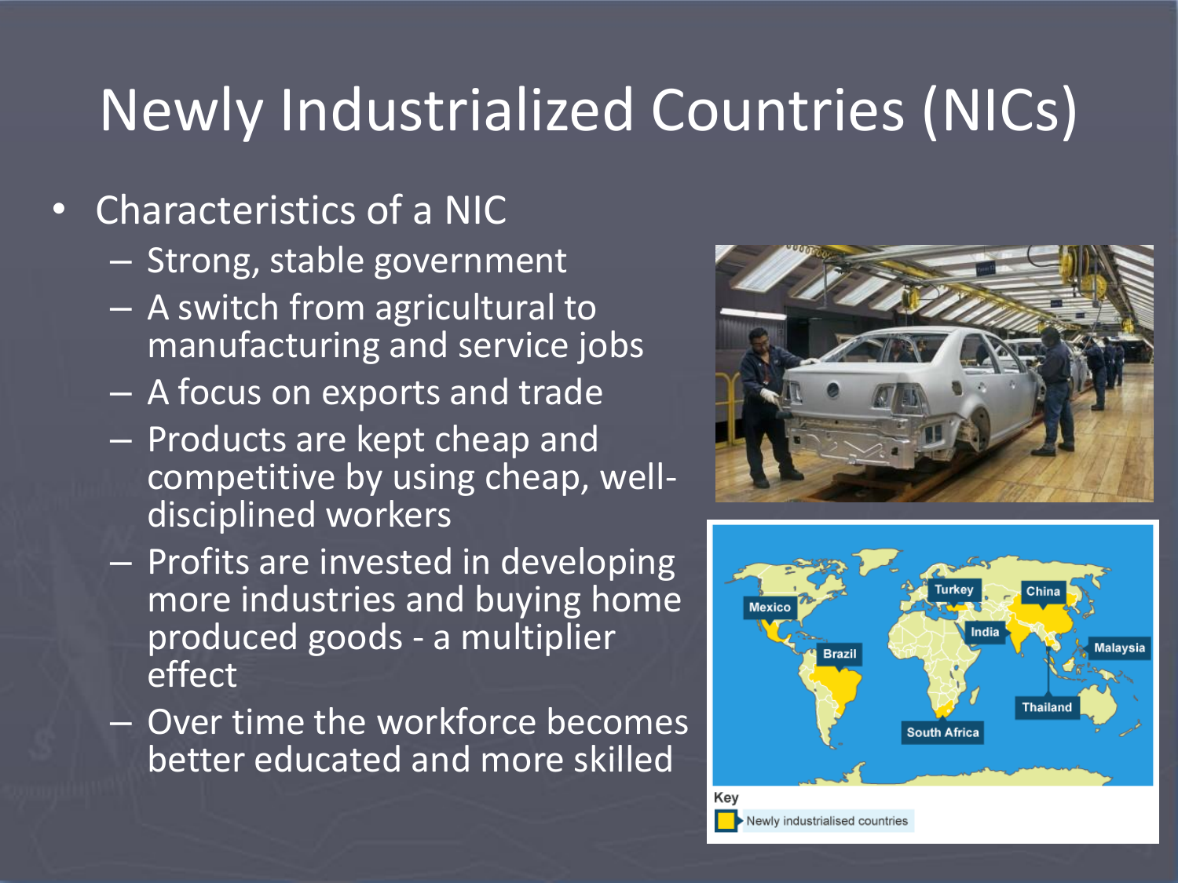# Newly Industrialized Countries (NICs)

- Characteristics of a NIC
  - Strong, stable government
  - A switch from agricultural to manufacturing and service jobs
  - A focus on exports and trade
  - Products are kept cheap and competitive by using cheap, well-disciplined workers
  - Profits are invested in developing more industries and buying home produced goods - a multiplier effect
  - Over time the workforce becomes better educated and more skilled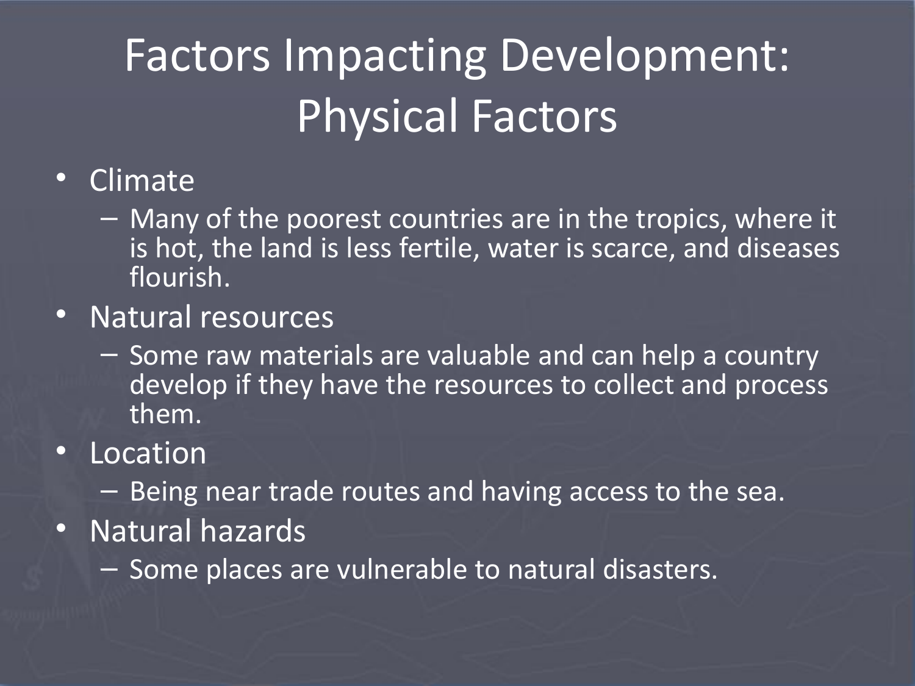# Factors Impacting Development: Physical Factors

- Climate
  - Many of the poorest countries are in the tropics, where it is hot, the land is less fertile, water is scarce, and diseases flourish.
- Natural resources
  - Some raw materials are valuable and can help a country develop if they have the resources to collect and process them.
- Location
  - Being near trade routes and having access to the sea.
- Natural hazards
  - Some places are vulnerable to natural disasters.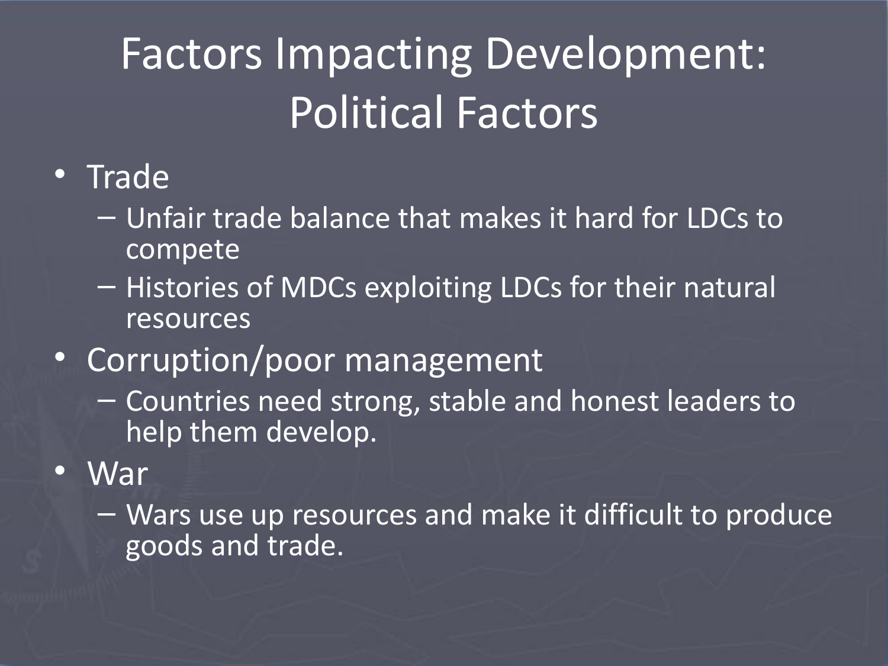# Factors Impacting Development: Political Factors

- Trade
  - Unfair trade balance that makes it hard for LDCs to compete
  - Histories of MDCs exploiting LDCs for their natural resources
- Corruption/poor management
  - Countries need strong, stable and honest leaders to help them develop.
- War
  - Wars use up resources and make it difficult to produce goods and trade.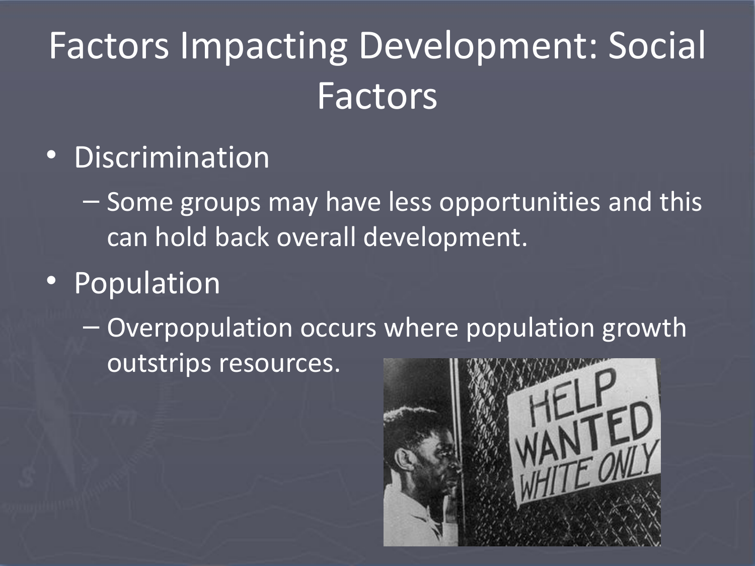# Factors Impacting Development: Social Factors

- Discrimination
  - Some groups may have less opportunities and this can hold back overall development.
- Population
  - Overpopulation occurs where population growth outstrips resources.